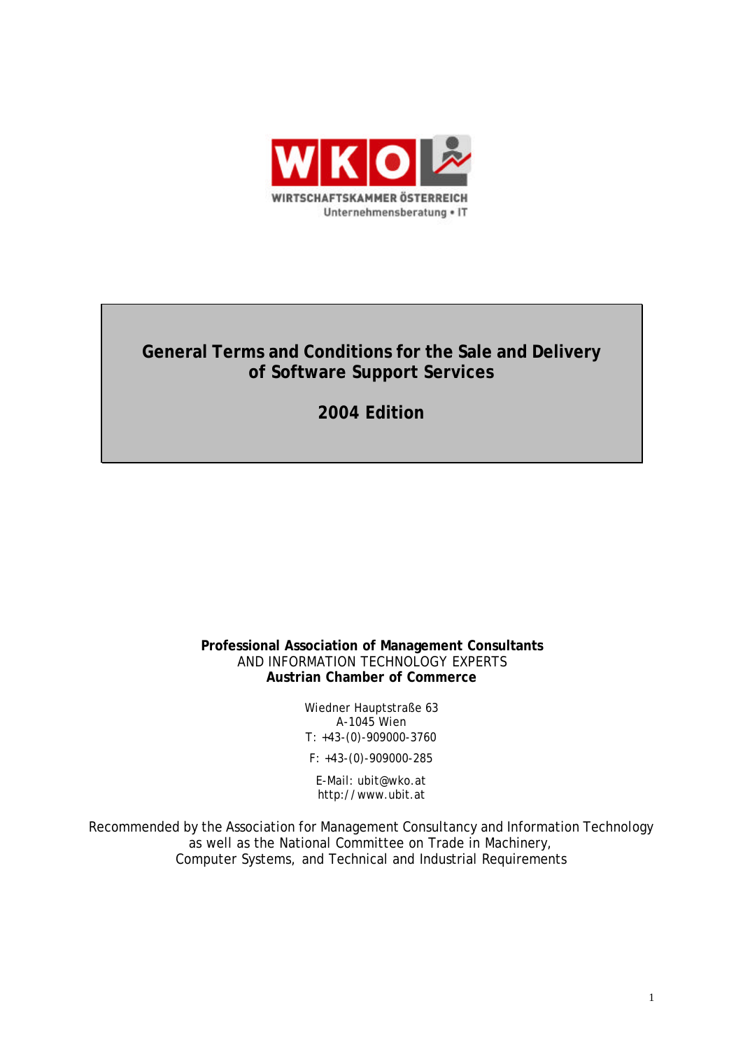WIRTSCHAFTSKAMMER ÖSTERREICH
Unternehmensberatung • IT

# General Terms and Conditions for the Sale and Delivery of Software Support Services

## 2004 Edition

**Professional Association of Management Consultants**
AND INFORMATION TECHNOLOGY EXPERTS
**Austrian Chamber of Commerce**

Wiedner Hauptstraße 63
A-1045 Wien
T: +43-(0)-909000-3760

F: +43-(0)-909000-285

E-Mail: ubit@wko.at
http://www.ubit.at

Recommended by the Association for Management Consultancy and Information Technology as well as the National Committee on Trade in Machinery, Computer Systems, and Technical and Industrial Requirements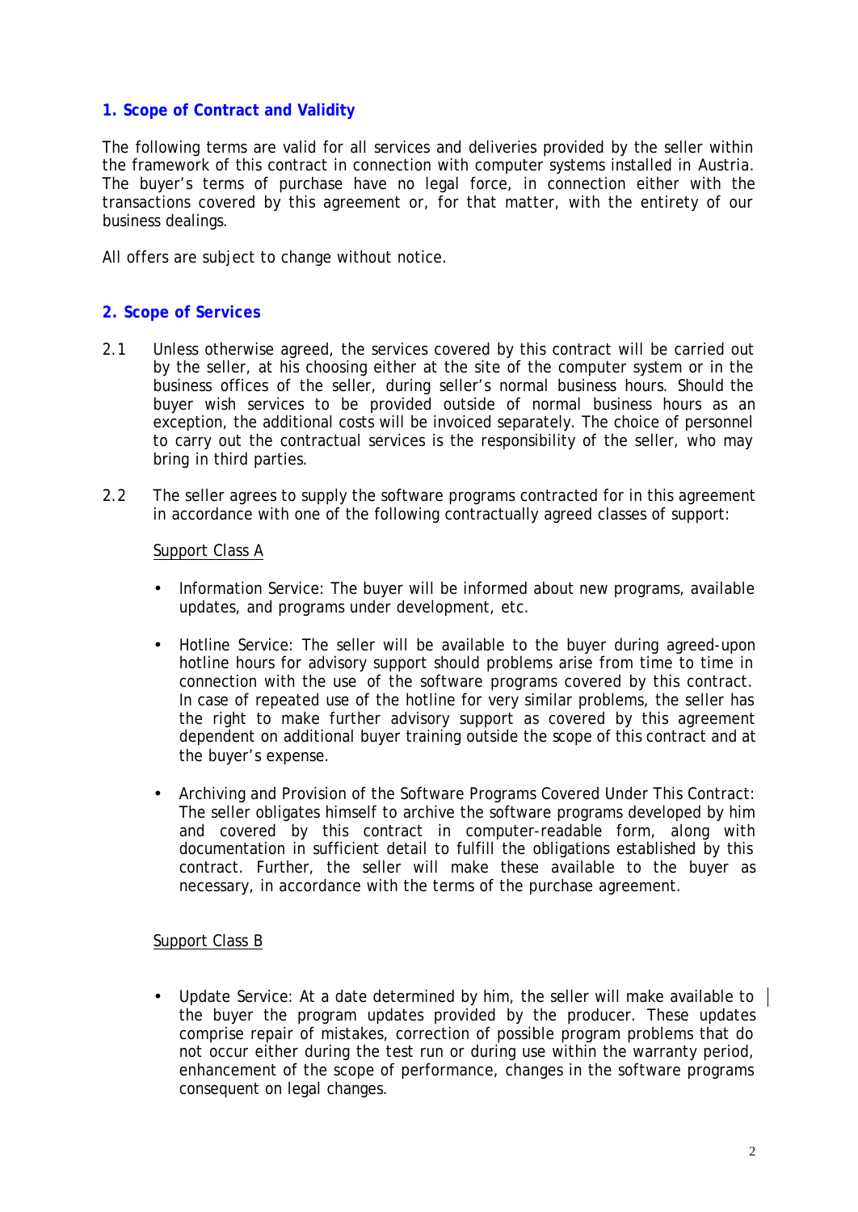## 1. Scope of Contract and Validity

The following terms are valid for all services and deliveries provided by the seller within the framework of this contract in connection with computer systems installed in Austria. The buyer's terms of purchase have no legal force, in connection either with the transactions covered by this agreement or, for that matter, with the entirety of our business dealings.

All offers are subject to change without notice.

## 2. Scope of Services

2.1 Unless otherwise agreed, the services covered by this contract will be carried out by the seller, at his choosing either at the site of the computer system or in the business offices of the seller, during seller's normal business hours. Should the buyer wish services to be provided outside of normal business hours as an exception, the additional costs will be invoiced separately. The choice of personnel to carry out the contractual services is the responsibility of the seller, who may bring in third parties.

2.2 The seller agrees to supply the software programs contracted for in this agreement in accordance with one of the following contractually agreed classes of support:

Support Class A

- Information Service: The buyer will be informed about new programs, available updates, and programs under development, etc.
- Hotline Service: The seller will be available to the buyer during agreed-upon hotline hours for advisory support should problems arise from time to time in connection with the use of the software programs covered by this contract. In case of repeated use of the hotline for very similar problems, the seller has the right to make further advisory support as covered by this agreement dependent on additional buyer training outside the scope of this contract and at the buyer's expense.
- Archiving and Provision of the Software Programs Covered Under This Contract: The seller obligates himself to archive the software programs developed by him and covered by this contract in computer-readable form, along with documentation in sufficient detail to fulfill the obligations established by this contract. Further, the seller will make these available to the buyer as necessary, in accordance with the terms of the purchase agreement.

Support Class B

- Update Service: At a date determined by him, the seller will make available to the buyer the program updates provided by the producer. These updates comprise repair of mistakes, correction of possible program problems that do not occur either during the test run or during use within the warranty period, enhancement of the scope of performance, changes in the software programs consequent on legal changes.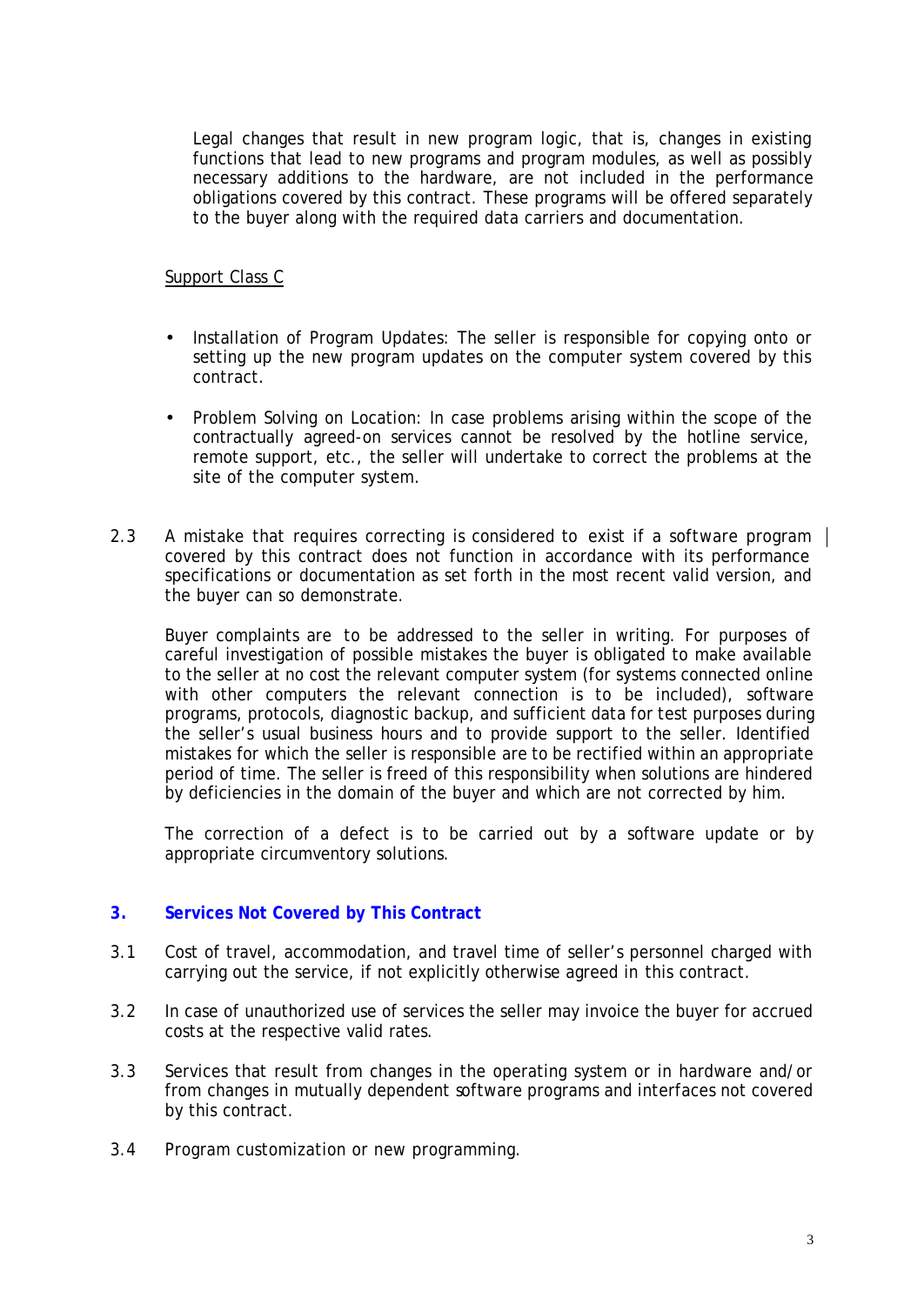Legal changes that result in new program logic, that is, changes in existing functions that lead to new programs and program modules, as well as possibly necessary additions to the hardware, are not included in the performance obligations covered by this contract. These programs will be offered separately to the buyer along with the required data carriers and documentation.

Support Class C

- Installation of Program Updates: The seller is responsible for copying onto or setting up the new program updates on the computer system covered by this contract.
- Problem Solving on Location: In case problems arising within the scope of the contractually agreed-on services cannot be resolved by the hotline service, remote support, etc., the seller will undertake to correct the problems at the site of the computer system.

2.3 A mistake that requires correcting is considered to exist if a software program covered by this contract does not function in accordance with its performance specifications or documentation as set forth in the most recent valid version, and the buyer can so demonstrate.

Buyer complaints are to be addressed to the seller in writing. For purposes of careful investigation of possible mistakes the buyer is obligated to make available to the seller at no cost the relevant computer system (for systems connected online with other computers the relevant connection is to be included), software programs, protocols, diagnostic backup, and sufficient data for test purposes during the seller's usual business hours and to provide support to the seller. Identified mistakes for which the seller is responsible are to be rectified within an appropriate period of time. The seller is freed of this responsibility when solutions are hindered by deficiencies in the domain of the buyer and which are not corrected by him.

The correction of a defect is to be carried out by a software update or by appropriate circumventory solutions.

## 3. Services Not Covered by This Contract

3.1 Cost of travel, accommodation, and travel time of seller's personnel charged with carrying out the service, if not explicitly otherwise agreed in this contract.

3.2 In case of unauthorized use of services the seller may invoice the buyer for accrued costs at the respective valid rates.

3.3 Services that result from changes in the operating system or in hardware and/or from changes in mutually dependent software programs and interfaces not covered by this contract.

3.4 Program customization or new programming.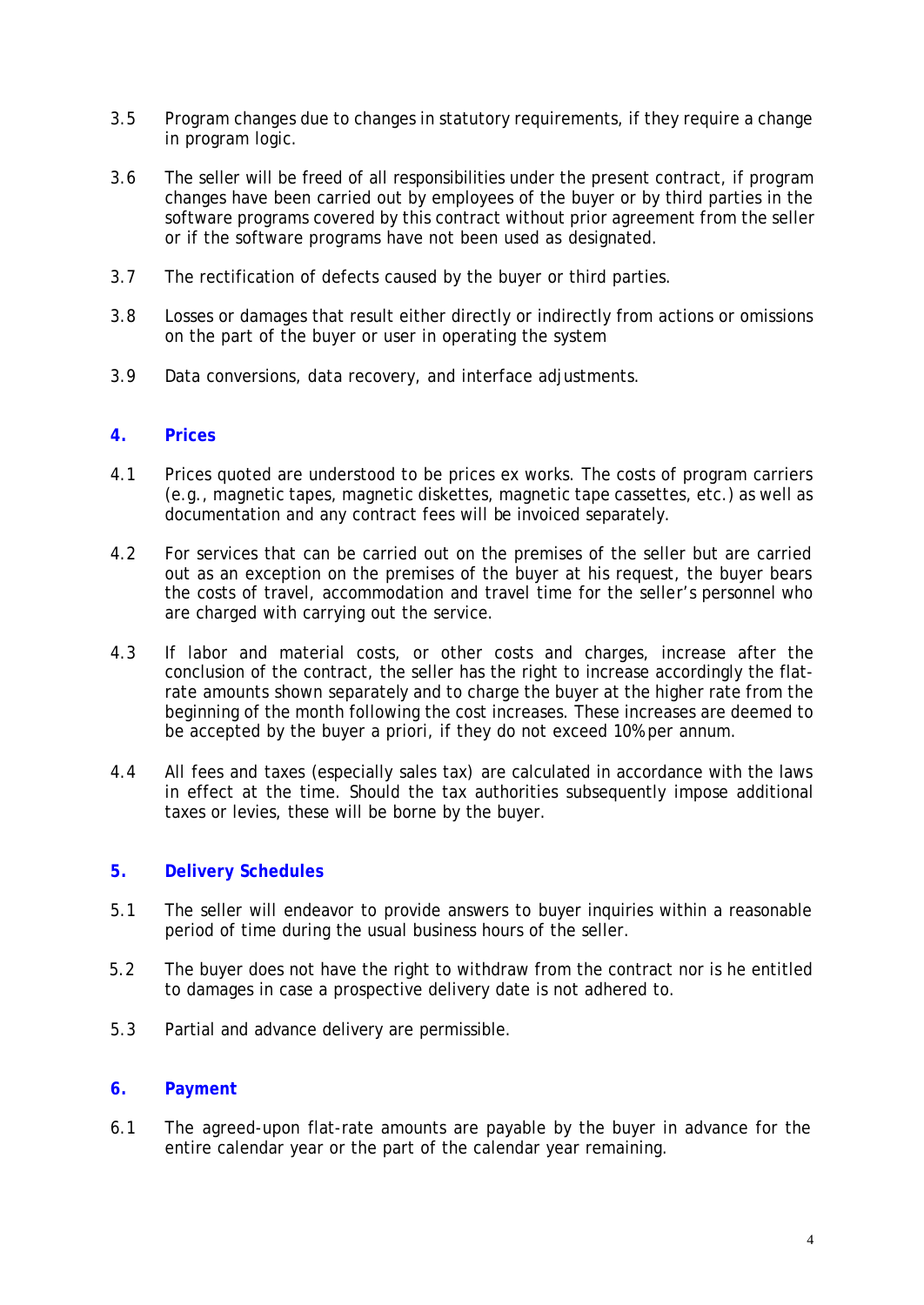3.5 Program changes due to changes in statutory requirements, if they require a change in program logic.

3.6 The seller will be freed of all responsibilities under the present contract, if program changes have been carried out by employees of the buyer or by third parties in the software programs covered by this contract without prior agreement from the seller or if the software programs have not been used as designated.

3.7 The rectification of defects caused by the buyer or third parties.

3.8 Losses or damages that result either directly or indirectly from actions or omissions on the part of the buyer or user in operating the system

3.9 Data conversions, data recovery, and interface adjustments.

## 4. Prices

4.1 Prices quoted are understood to be prices ex works. The costs of program carriers (e.g., magnetic tapes, magnetic diskettes, magnetic tape cassettes, etc.) as well as documentation and any contract fees will be invoiced separately.

4.2 For services that can be carried out on the premises of the seller but are carried out as an exception on the premises of the buyer at his request, the buyer bears the costs of travel, accommodation and travel time for the seller's personnel who are charged with carrying out the service.

4.3 If labor and material costs, or other costs and charges, increase after the conclusion of the contract, the seller has the right to increase accordingly the flat-rate amounts shown separately and to charge the buyer at the higher rate from the beginning of the month following the cost increases. These increases are deemed to be accepted by the buyer a priori, if they do not exceed 10% per annum.

4.4 All fees and taxes (especially sales tax) are calculated in accordance with the laws in effect at the time. Should the tax authorities subsequently impose additional taxes or levies, these will be borne by the buyer.

## 5. Delivery Schedules

5.1 The seller will endeavor to provide answers to buyer inquiries within a reasonable period of time during the usual business hours of the seller.

5.2 The buyer does not have the right to withdraw from the contract nor is he entitled to damages in case a prospective delivery date is not adhered to.

5.3 Partial and advance delivery are permissible.

## 6. Payment

6.1 The agreed-upon flat-rate amounts are payable by the buyer in advance for the entire calendar year or the part of the calendar year remaining.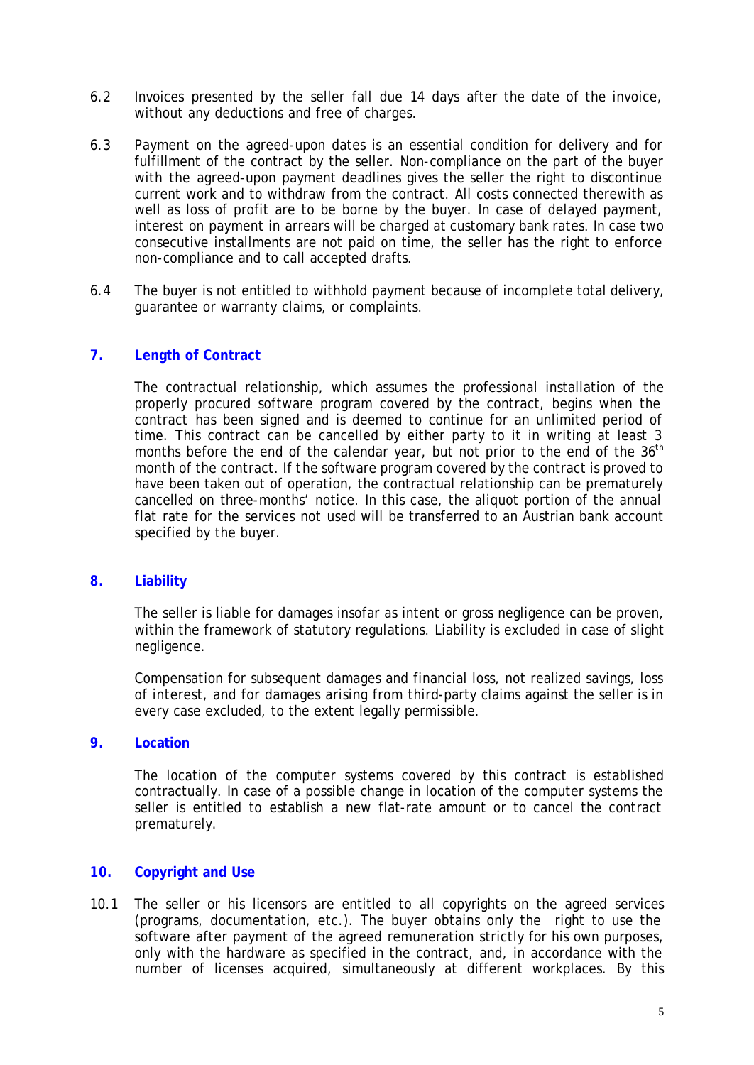6.2 Invoices presented by the seller fall due 14 days after the date of the invoice, without any deductions and free of charges.

6.3 Payment on the agreed-upon dates is an essential condition for delivery and for fulfillment of the contract by the seller. Non-compliance on the part of the buyer with the agreed-upon payment deadlines gives the seller the right to discontinue current work and to withdraw from the contract. All costs connected therewith as well as loss of profit are to be borne by the buyer. In case of delayed payment, interest on payment in arrears will be charged at customary bank rates. In case two consecutive installments are not paid on time, the seller has the right to enforce non-compliance and to call accepted drafts.

6.4 The buyer is not entitled to withhold payment because of incomplete total delivery, guarantee or warranty claims, or complaints.

## 7. Length of Contract

The contractual relationship, which assumes the professional installation of the properly procured software program covered by the contract, begins when the contract has been signed and is deemed to continue for an unlimited period of time. This contract can be cancelled by either party to it in writing at least 3 months before the end of the calendar year, but not prior to the end of the 36th month of the contract. If the software program covered by the contract is proved to have been taken out of operation, the contractual relationship can be prematurely cancelled on three-months' notice. In this case, the aliquot portion of the annual flat rate for the services not used will be transferred to an Austrian bank account specified by the buyer.

## 8. Liability

The seller is liable for damages insofar as intent or gross negligence can be proven, within the framework of statutory regulations. Liability is excluded in case of slight negligence.

Compensation for subsequent damages and financial loss, not realized savings, loss of interest, and for damages arising from third-party claims against the seller is in every case excluded, to the extent legally permissible.

## 9. Location

The location of the computer systems covered by this contract is established contractually. In case of a possible change in location of the computer systems the seller is entitled to establish a new flat-rate amount or to cancel the contract prematurely.

## 10. Copyright and Use

10.1 The seller or his licensors are entitled to all copyrights on the agreed services (programs, documentation, etc.). The buyer obtains only the right to use the software after payment of the agreed remuneration strictly for his own purposes, only with the hardware as specified in the contract, and, in accordance with the number of licenses acquired, simultaneously at different workplaces. By this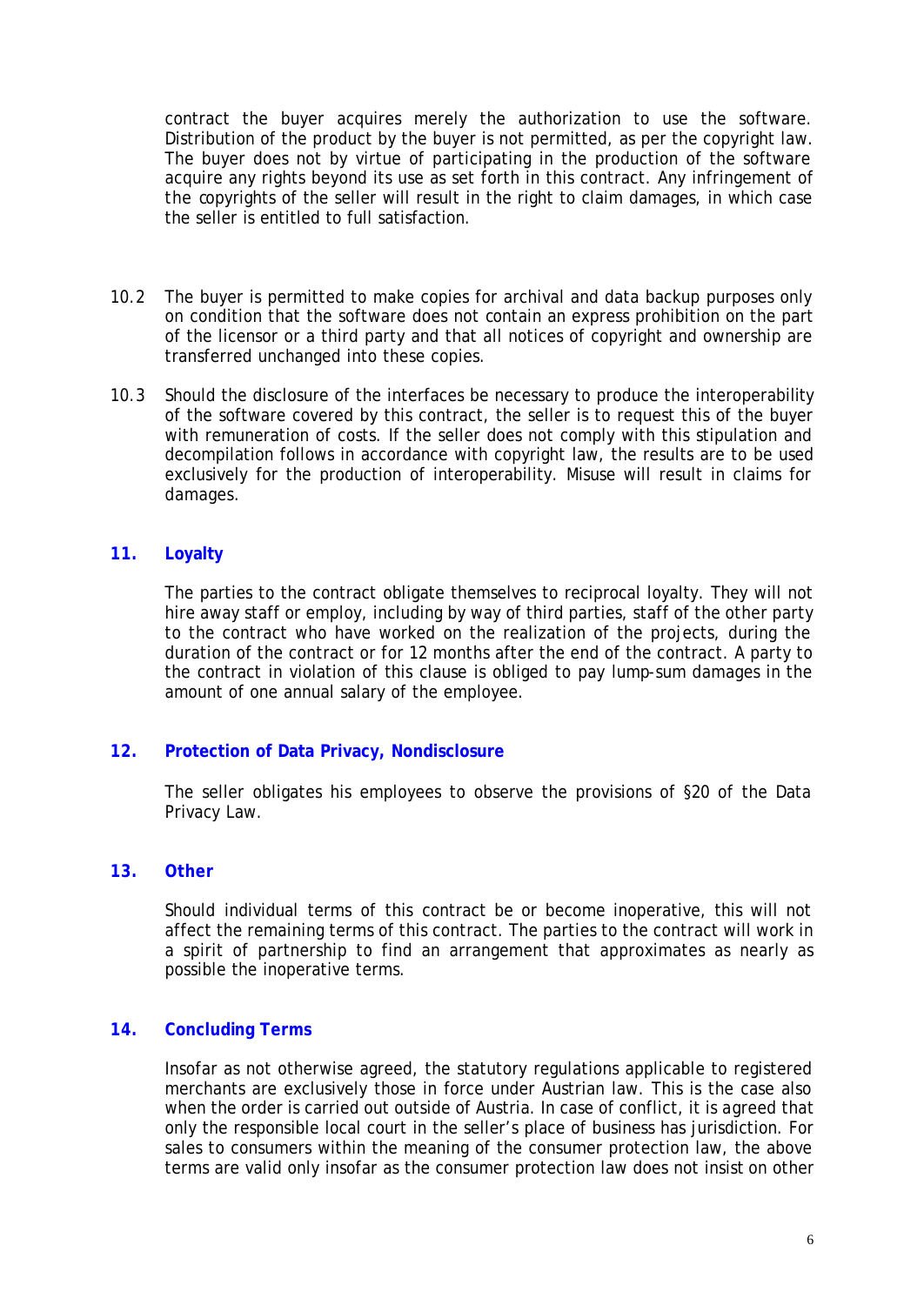contract the buyer acquires merely the authorization to use the software. Distribution of the product by the buyer is not permitted, as per the copyright law. The buyer does not by virtue of participating in the production of the software acquire any rights beyond its use as set forth in this contract. Any infringement of the copyrights of the seller will result in the right to claim damages, in which case the seller is entitled to full satisfaction.

10.2 The buyer is permitted to make copies for archival and data backup purposes only on condition that the software does not contain an express prohibition on the part of the licensor or a third party and that all notices of copyright and ownership are transferred unchanged into these copies.

10.3 Should the disclosure of the interfaces be necessary to produce the interoperability of the software covered by this contract, the seller is to request this of the buyer with remuneration of costs. If the seller does not comply with this stipulation and decompilation follows in accordance with copyright law, the results are to be used exclusively for the production of interoperability. Misuse will result in claims for damages.

## 11. Loyalty

The parties to the contract obligate themselves to reciprocal loyalty. They will not hire away staff or employ, including by way of third parties, staff of the other party to the contract who have worked on the realization of the projects, during the duration of the contract or for 12 months after the end of the contract. A party to the contract in violation of this clause is obliged to pay lump-sum damages in the amount of one annual salary of the employee.

## 12. Protection of Data Privacy, Nondisclosure

The seller obligates his employees to observe the provisions of §20 of the Data Privacy Law.

## 13. Other

Should individual terms of this contract be or become inoperative, this will not affect the remaining terms of this contract. The parties to the contract will work in a spirit of partnership to find an arrangement that approximates as nearly as possible the inoperative terms.

## 14. Concluding Terms

Insofar as not otherwise agreed, the statutory regulations applicable to registered merchants are exclusively those in force under Austrian law. This is the case also when the order is carried out outside of Austria. In case of conflict, it is agreed that only the responsible local court in the seller's place of business has jurisdiction. For sales to consumers within the meaning of the consumer protection law, the above terms are valid only insofar as the consumer protection law does not insist on other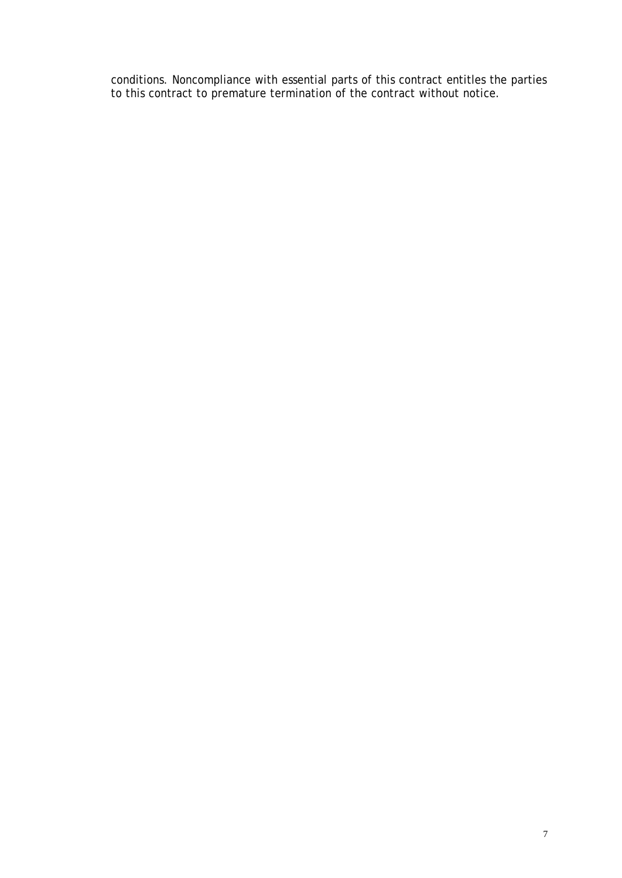conditions. Noncompliance with essential parts of this contract entitles the parties to this contract to premature termination of the contract without notice.